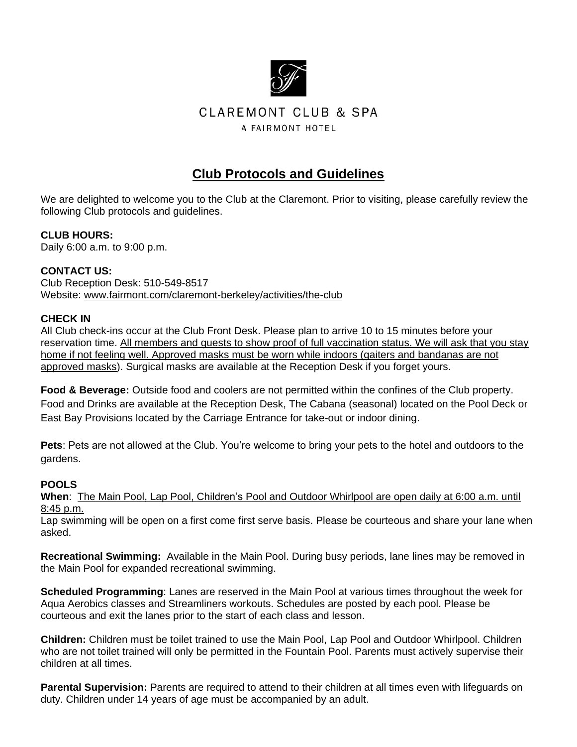CLAREMONT CLUB & SPA

A FAIRMONT HOTEL

# Club Protocols and Guidelines

We are delighted to welcome you to the Club at the Claremont. Prior to visiting, please carefully review the following Club protocols and guidelines.

**CLUB HOURS:**
Daily 6:00 a.m. to 9:00 p.m.

**CONTACT US:**
Club Reception Desk: 510-549-8517
Website: www.fairmont.com/claremont-berkeley/activities/the-club

**CHECK IN**
All Club check-ins occur at the Club Front Desk. Please plan to arrive 10 to 15 minutes before your reservation time. All members and guests to show proof of full vaccination status. We will ask that you stay home if not feeling well. Approved masks must be worn while indoors (gaiters and bandanas are not approved masks). Surgical masks are available at the Reception Desk if you forget yours.

**Food & Beverage:** Outside food and coolers are not permitted within the confines of the Club property. Food and Drinks are available at the Reception Desk, The Cabana (seasonal) located on the Pool Deck or East Bay Provisions located by the Carriage Entrance for take-out or indoor dining.

**Pets**: Pets are not allowed at the Club. You're welcome to bring your pets to the hotel and outdoors to the gardens.

**POOLS**
**When**: The Main Pool, Lap Pool, Children's Pool and Outdoor Whirlpool are open daily at 6:00 a.m. until 8:45 p.m.
Lap swimming will be open on a first come first serve basis. Please be courteous and share your lane when asked.

**Recreational Swimming:** Available in the Main Pool. During busy periods, lane lines may be removed in the Main Pool for expanded recreational swimming.

**Scheduled Programming**: Lanes are reserved in the Main Pool at various times throughout the week for Aqua Aerobics classes and Streamliners workouts. Schedules are posted by each pool. Please be courteous and exit the lanes prior to the start of each class and lesson.

**Children:** Children must be toilet trained to use the Main Pool, Lap Pool and Outdoor Whirlpool. Children who are not toilet trained will only be permitted in the Fountain Pool. Parents must actively supervise their children at all times.

**Parental Supervision:** Parents are required to attend to their children at all times even with lifeguards on duty. Children under 14 years of age must be accompanied by an adult.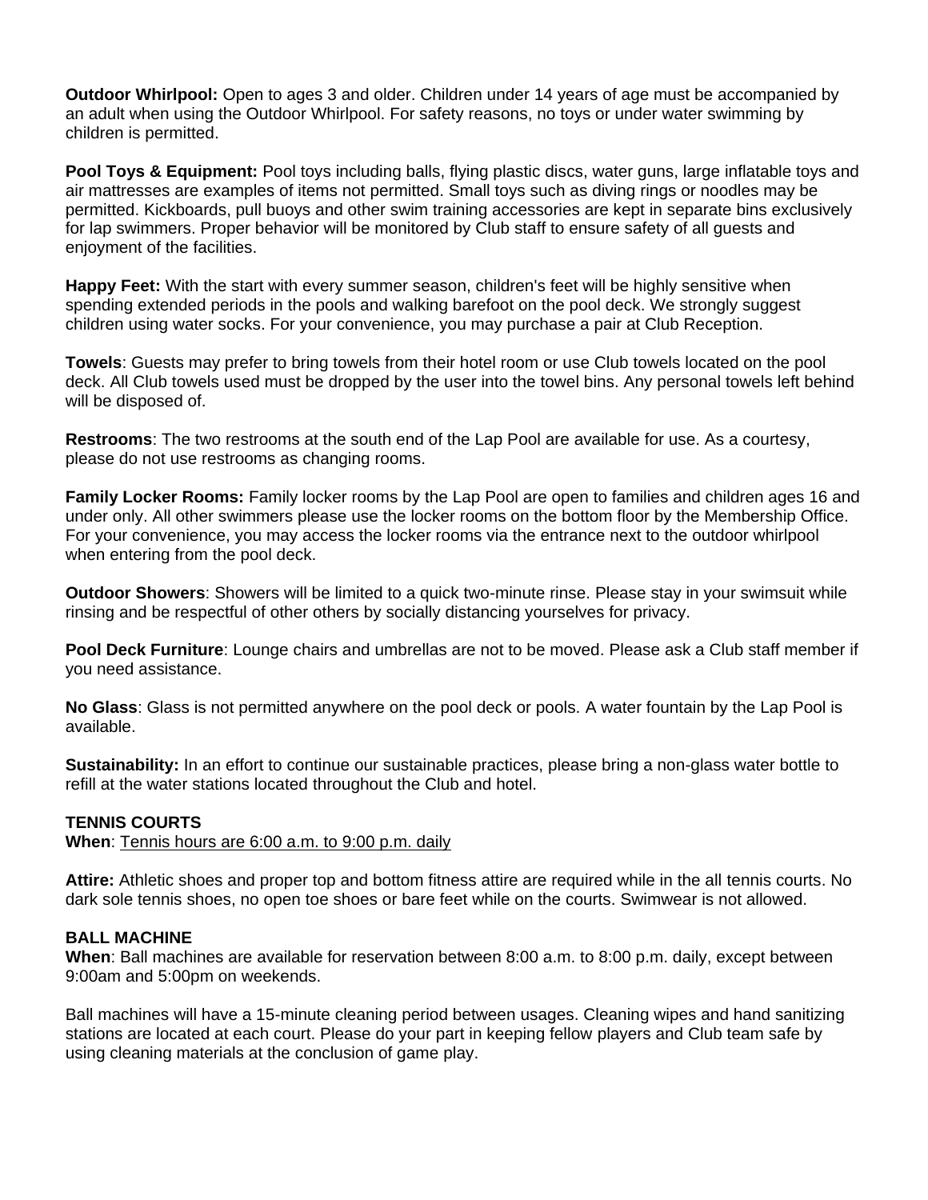**Outdoor Whirlpool:** Open to ages 3 and older. Children under 14 years of age must be accompanied by an adult when using the Outdoor Whirlpool. For safety reasons, no toys or under water swimming by children is permitted.

**Pool Toys & Equipment:** Pool toys including balls, flying plastic discs, water guns, large inflatable toys and air mattresses are examples of items not permitted. Small toys such as diving rings or noodles may be permitted. Kickboards, pull buoys and other swim training accessories are kept in separate bins exclusively for lap swimmers. Proper behavior will be monitored by Club staff to ensure safety of all guests and enjoyment of the facilities.

**Happy Feet:** With the start with every summer season, children's feet will be highly sensitive when spending extended periods in the pools and walking barefoot on the pool deck. We strongly suggest children using water socks. For your convenience, you may purchase a pair at Club Reception.

**Towels**: Guests may prefer to bring towels from their hotel room or use Club towels located on the pool deck. All Club towels used must be dropped by the user into the towel bins. Any personal towels left behind will be disposed of.

**Restrooms**: The two restrooms at the south end of the Lap Pool are available for use. As a courtesy, please do not use restrooms as changing rooms.

**Family Locker Rooms:** Family locker rooms by the Lap Pool are open to families and children ages 16 and under only. All other swimmers please use the locker rooms on the bottom floor by the Membership Office. For your convenience, you may access the locker rooms via the entrance next to the outdoor whirlpool when entering from the pool deck.

**Outdoor Showers**: Showers will be limited to a quick two-minute rinse. Please stay in your swimsuit while rinsing and be respectful of other others by socially distancing yourselves for privacy.

**Pool Deck Furniture**: Lounge chairs and umbrellas are not to be moved. Please ask a Club staff member if you need assistance.

**No Glass**: Glass is not permitted anywhere on the pool deck or pools. A water fountain by the Lap Pool is available.

**Sustainability:** In an effort to continue our sustainable practices, please bring a non-glass water bottle to refill at the water stations located throughout the Club and hotel.

**TENNIS COURTS**
**When**: Tennis hours are 6:00 a.m. to 9:00 p.m. daily

**Attire:** Athletic shoes and proper top and bottom fitness attire are required while in the all tennis courts. No dark sole tennis shoes, no open toe shoes or bare feet while on the courts. Swimwear is not allowed.

**BALL MACHINE**
**When**: Ball machines are available for reservation between 8:00 a.m. to 8:00 p.m. daily, except between 9:00am and 5:00pm on weekends.

Ball machines will have a 15-minute cleaning period between usages. Cleaning wipes and hand sanitizing stations are located at each court. Please do your part in keeping fellow players and Club team safe by using cleaning materials at the conclusion of game play.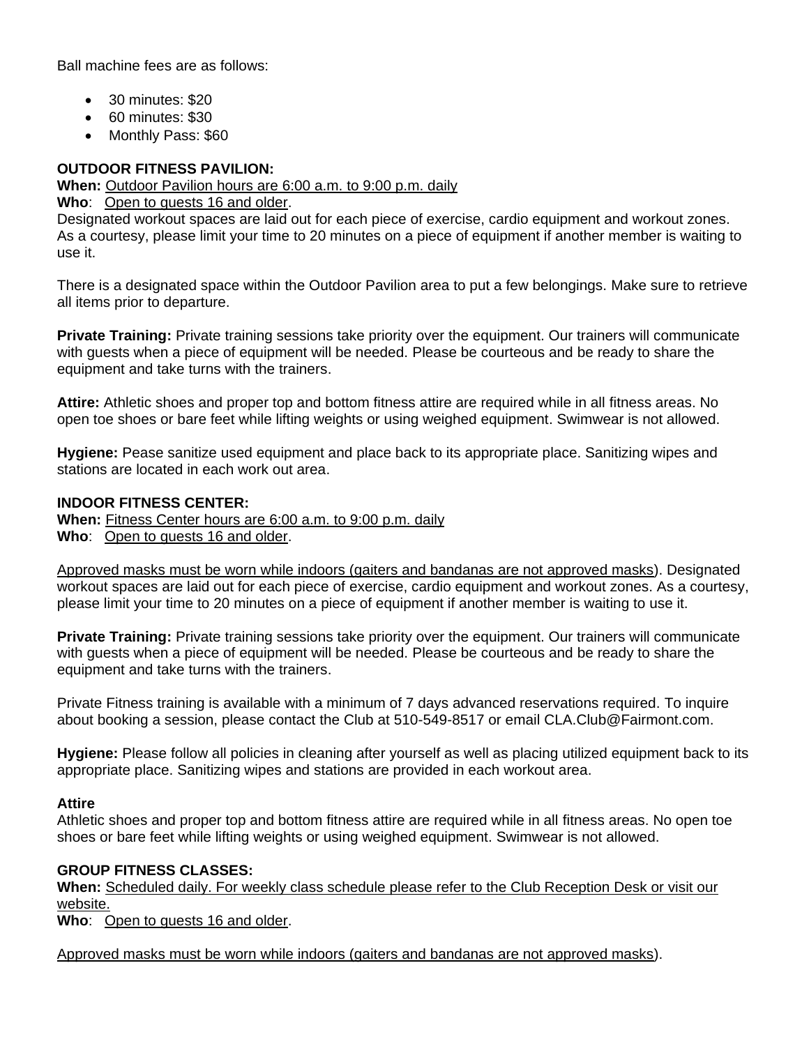Ball machine fees are as follows:

- 30 minutes: $20
- 60 minutes: $30
- Monthly Pass: $60

**OUTDOOR FITNESS PAVILION:**

**When:** Outdoor Pavilion hours are 6:00 a.m. to 9:00 p.m. daily

**Who**: Open to guests 16 and older.

Designated workout spaces are laid out for each piece of exercise, cardio equipment and workout zones. As a courtesy, please limit your time to 20 minutes on a piece of equipment if another member is waiting to use it.

There is a designated space within the Outdoor Pavilion area to put a few belongings. Make sure to retrieve all items prior to departure.

**Private Training:** Private training sessions take priority over the equipment. Our trainers will communicate with guests when a piece of equipment will be needed. Please be courteous and be ready to share the equipment and take turns with the trainers.

**Attire:** Athletic shoes and proper top and bottom fitness attire are required while in all fitness areas. No open toe shoes or bare feet while lifting weights or using weighed equipment. Swimwear is not allowed.

**Hygiene:** Pease sanitize used equipment and place back to its appropriate place. Sanitizing wipes and stations are located in each work out area.

**INDOOR FITNESS CENTER:**

**When:** Fitness Center hours are 6:00 a.m. to 9:00 p.m. daily

**Who**: Open to guests 16 and older.

Approved masks must be worn while indoors (gaiters and bandanas are not approved masks). Designated workout spaces are laid out for each piece of exercise, cardio equipment and workout zones. As a courtesy, please limit your time to 20 minutes on a piece of equipment if another member is waiting to use it.

**Private Training:** Private training sessions take priority over the equipment. Our trainers will communicate with guests when a piece of equipment will be needed. Please be courteous and be ready to share the equipment and take turns with the trainers.

Private Fitness training is available with a minimum of 7 days advanced reservations required. To inquire about booking a session, please contact the Club at 510-549-8517 or email CLA.Club@Fairmont.com.

**Hygiene:** Please follow all policies in cleaning after yourself as well as placing utilized equipment back to its appropriate place. Sanitizing wipes and stations are provided in each workout area.

**Attire**

Athletic shoes and proper top and bottom fitness attire are required while in all fitness areas. No open toe shoes or bare feet while lifting weights or using weighed equipment. Swimwear is not allowed.

**GROUP FITNESS CLASSES:**

**When:** Scheduled daily. For weekly class schedule please refer to the Club Reception Desk or visit our website.

**Who**: Open to guests 16 and older.

Approved masks must be worn while indoors (gaiters and bandanas are not approved masks).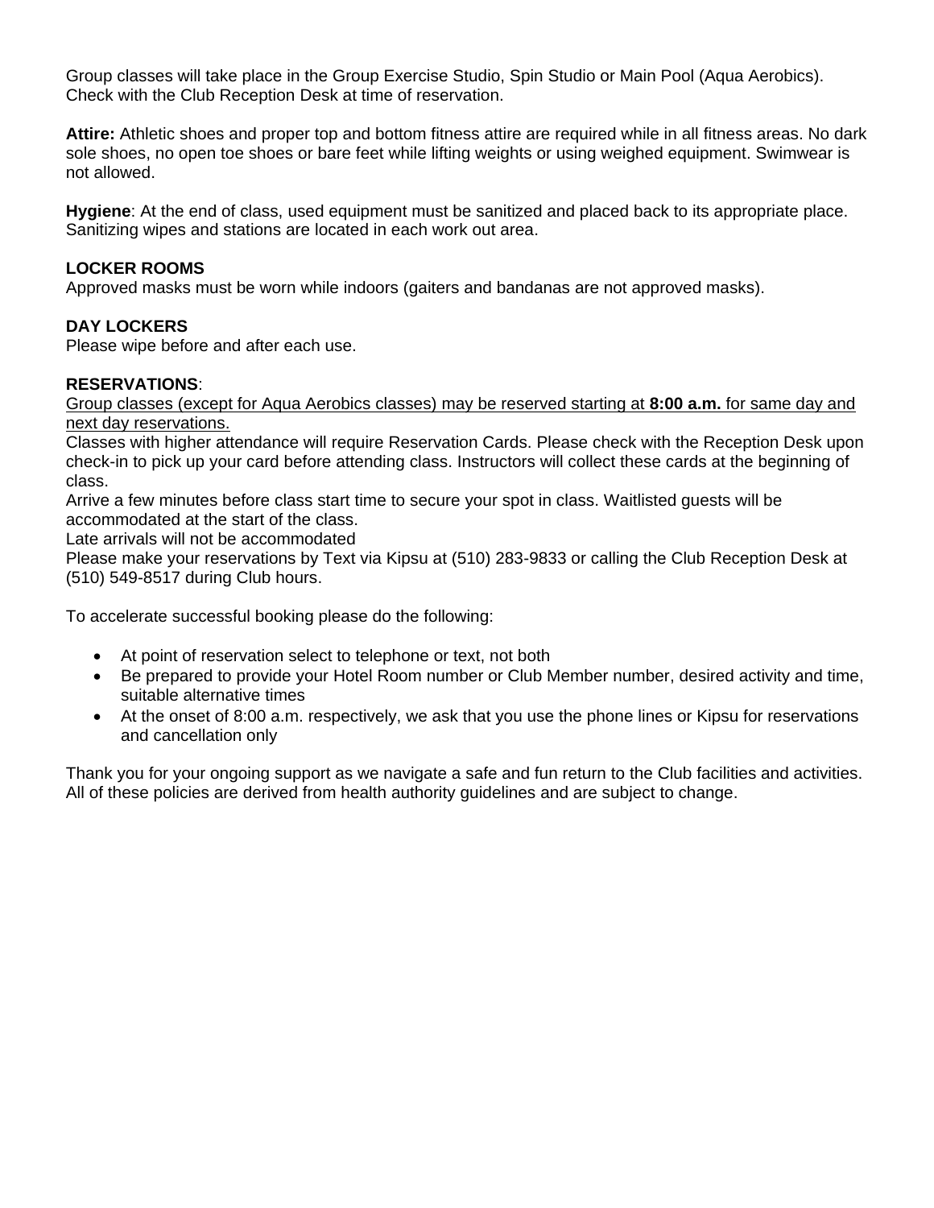Group classes will take place in the Group Exercise Studio, Spin Studio or Main Pool (Aqua Aerobics). Check with the Club Reception Desk at time of reservation.

**Attire:** Athletic shoes and proper top and bottom fitness attire are required while in all fitness areas. No dark sole shoes, no open toe shoes or bare feet while lifting weights or using weighed equipment. Swimwear is not allowed.

**Hygiene**: At the end of class, used equipment must be sanitized and placed back to its appropriate place. Sanitizing wipes and stations are located in each work out area.

**LOCKER ROOMS**

Approved masks must be worn while indoors (gaiters and bandanas are not approved masks).

**DAY LOCKERS**

Please wipe before and after each use.

**RESERVATIONS**:

<u>Group classes (except for Aqua Aerobics classes) may be reserved starting at **8:00 a.m.** for same day and next day reservations.</u>

Classes with higher attendance will require Reservation Cards. Please check with the Reception Desk upon check-in to pick up your card before attending class. Instructors will collect these cards at the beginning of class.

Arrive a few minutes before class start time to secure your spot in class. Waitlisted guests will be accommodated at the start of the class.

Late arrivals will not be accommodated

Please make your reservations by Text via Kipsu at (510) 283-9833 or calling the Club Reception Desk at (510) 549-8517 during Club hours.

To accelerate successful booking please do the following:

- At point of reservation select to telephone or text, not both
- Be prepared to provide your Hotel Room number or Club Member number, desired activity and time, suitable alternative times
- At the onset of 8:00 a.m. respectively, we ask that you use the phone lines or Kipsu for reservations and cancellation only

Thank you for your ongoing support as we navigate a safe and fun return to the Club facilities and activities. All of these policies are derived from health authority guidelines and are subject to change.